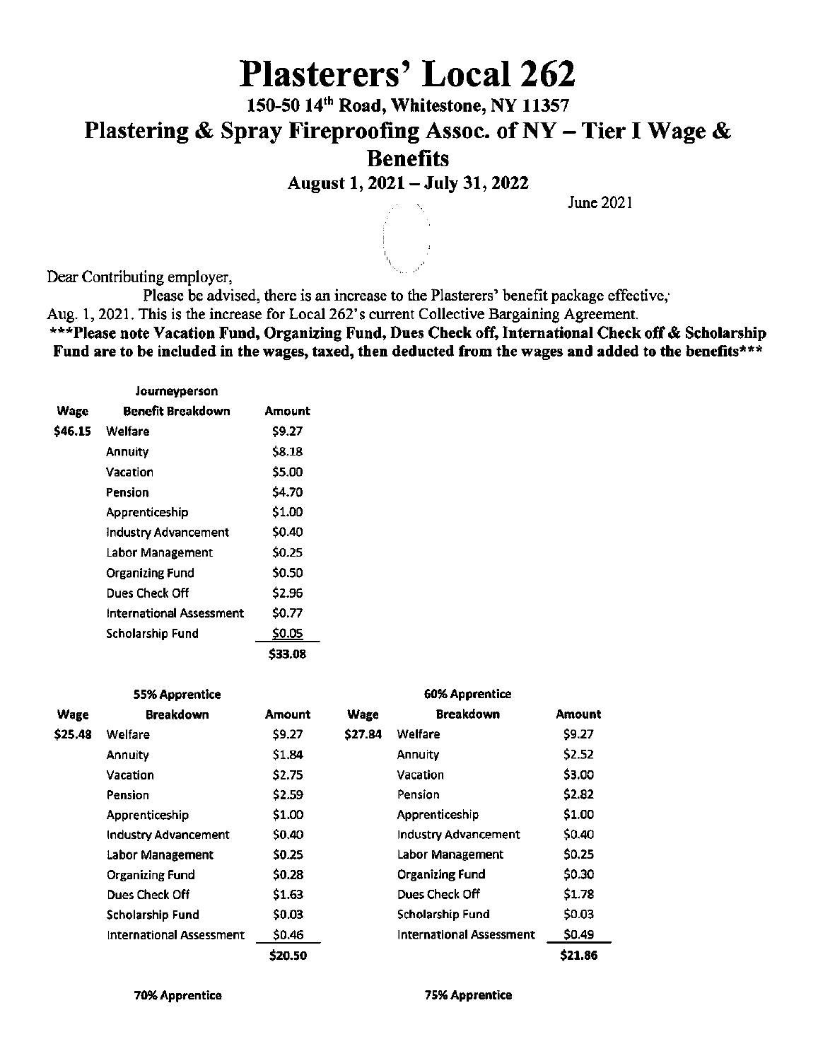# Plasterers' Local 262

## 150-50 14th Road, Whitestone, NY 11357

## Plastering & Spray Fireproofing Assoc. of NY – Tier I Wage & Benefits

### August 1, 2021 – July 31, 2022

June 2021

Dear Contributing employer,

Please be advised, there is an increase to the Plasterers' benefit package effective, Aug. 1, 2021. This is the increase for Local 262's current Collective Bargaining Agreement.

**\*\*\*Please note Vacation Fund, Organizing Fund, Dues Check off, International Check off & Scholarship Fund are to be included in the wages, taxed, then deducted from the wages and added to the benefits\*\*\***

**Journeyperson**

| Wage | Benefit Breakdown | Amount |
|---|---|---|
| $46.15 | Welfare | $9.27 |
| | Annuity | $8.18 |
| | Vacation | $5.00 |
| | Pension | $4.70 |
| | Apprenticeship | $1.00 |
| | Industry Advancement | $0.40 |
| | Labor Management | $0.25 |
| | Organizing Fund | $0.50 |
| | Dues Check Off | $2.96 |
| | International Assessment | $0.77 |
| | Scholarship Fund | $0.05 |
| | | $33.08 |

**55% Apprentice**

| Wage | Breakdown | Amount |
|---|---|---|
| $25.48 | Welfare | $9.27 |
| | Annuity | $1.84 |
| | Vacation | $2.75 |
| | Pension | $2.59 |
| | Apprenticeship | $1.00 |
| | Industry Advancement | $0.40 |
| | Labor Management | $0.25 |
| | Organizing Fund | $0.28 |
| | Dues Check Off | $1.63 |
| | Scholarship Fund | $0.03 |
| | International Assessment | $0.46 |
| | | $20.50 |

**60% Apprentice**

| Wage | Breakdown | Amount |
|---|---|---|
| $27.84 | Welfare | $9.27 |
| | Annuity | $2.52 |
| | Vacation | $3.00 |
| | Pension | $2.82 |
| | Apprenticeship | $1.00 |
| | Industry Advancement | $0.40 |
| | Labor Management | $0.25 |
| | Organizing Fund | $0.30 |
| | Dues Check Off | $1.78 |
| | Scholarship Fund | $0.03 |
| | International Assessment | $0.49 |
| | | $21.86 |

**70% Apprentice**

**75% Apprentice**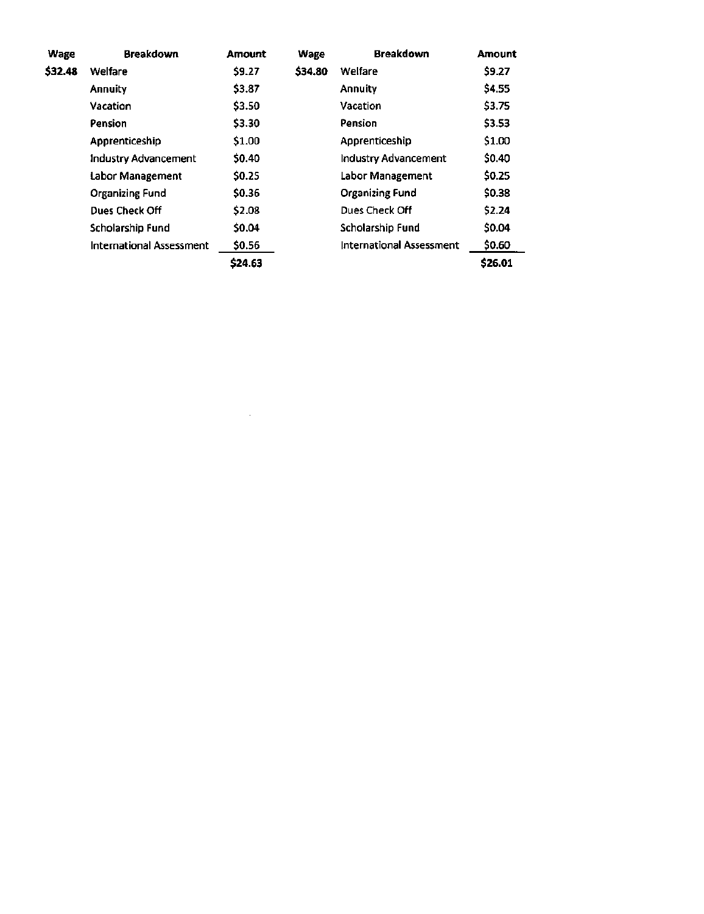| Wage | Breakdown | Amount | Wage | Breakdown | Amount |
|---|---|---|---|---|---|
| $32.48 | Welfare | $9.27 | $34.80 | Welfare | $9.27 |
| | Annuity | $3.87 | | Annuity | $4.55 |
| | Vacation | $3.50 | | Vacation | $3.75 |
| | Pension | $3.30 | | Pension | $3.53 |
| | Apprenticeship | $1.00 | | Apprenticeship | $1.00 |
| | Industry Advancement | $0.40 | | Industry Advancement | $0.40 |
| | Labor Management | $0.25 | | Labor Management | $0.25 |
| | Organizing Fund | $0.36 | | Organizing Fund | $0.38 |
| | Dues Check Off | $2.08 | | Dues Check Off | $2.24 |
| | Scholarship Fund | $0.04 | | Scholarship Fund | $0.04 |
| | International Assessment | $0.56 | | International Assessment | $0.60 |
| | | $24.63 | | | $26.01 |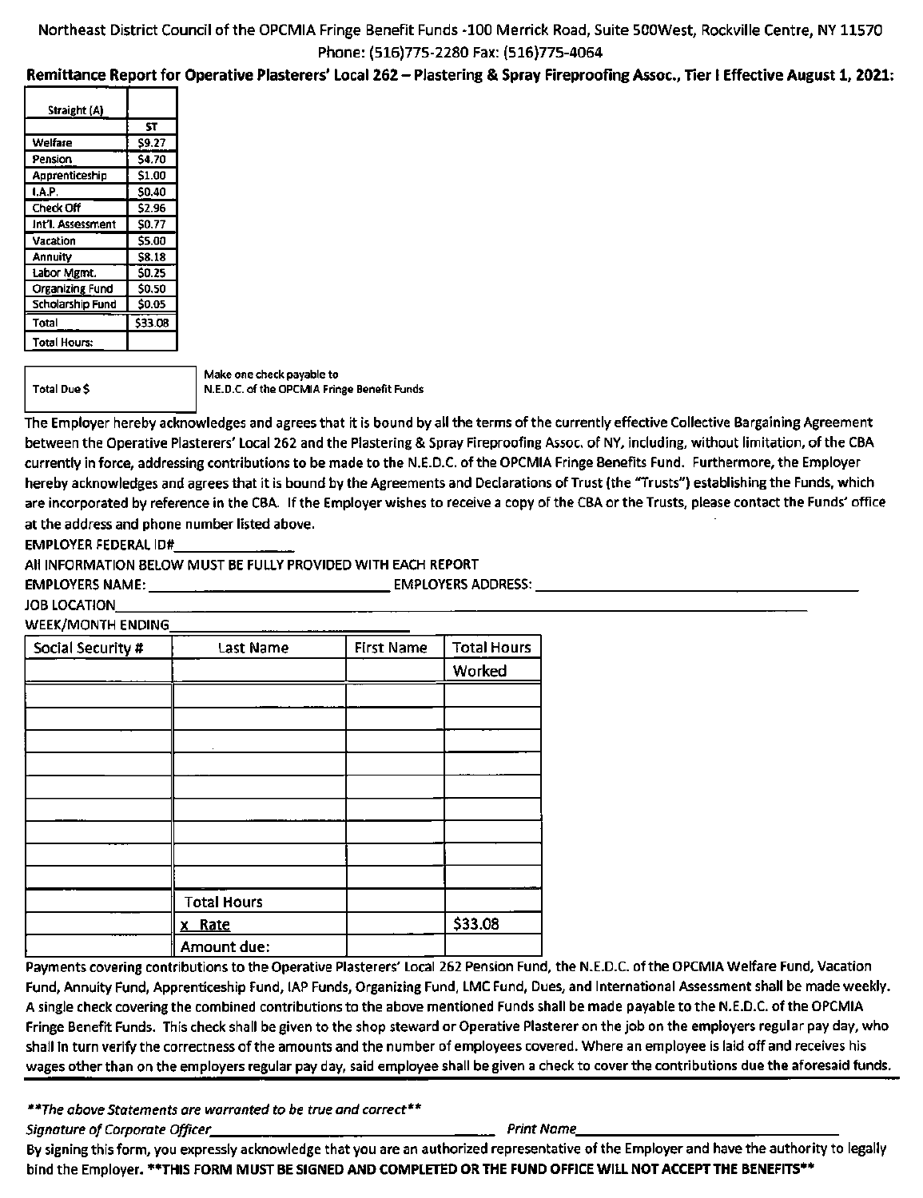Northeast District Council of the OPCMIA Fringe Benefit Funds -100 Merrick Road, Suite 500West, Rockville Centre, NY 11570
Phone: (516)775-2280 Fax: (516)775-4064

**Remittance Report for Operative Plasterers' Local 262 – Plastering & Spray Fireproofing Assoc., Tier I Effective August 1, 2021:**

| Straight (A) | |
|---|---|
| | ST |
| Welfare | $9.27 |
| Pension | $4.70 |
| Apprenticeship | $1.00 |
| I.A.P. | $0.40 |
| Check Off | $2.96 |
| Int'l. Assessment | $0.77 |
| Vacation | $5.00 |
| Annuity | $8.18 |
| Labor Mgmt. | $0.25 |
| Organizing Fund | $0.50 |
| Scholarship Fund | $0.05 |
| Total | $33.08 |
| Total Hours: | |

| Total Due $ | |
|---|---|

Make one check payable to
N.E.D.C. of the OPCMIA Fringe Benefit Funds

The Employer hereby acknowledges and agrees that it is bound by all the terms of the currently effective Collective Bargaining Agreement between the Operative Plasterers' Local 262 and the Plastering & Spray Fireproofing Assoc. of NY, including, without limitation, of the CBA currently in force, addressing contributions to be made to the N.E.D.C. of the OPCMIA Fringe Benefits Fund. Furthermore, the Employer hereby acknowledges and agrees that it is bound by the Agreements and Declarations of Trust (the "Trusts") establishing the Funds, which are incorporated by reference in the CBA. If the Employer wishes to receive a copy of the CBA or the Trusts, please contact the Funds' office at the address and phone number listed above.

EMPLOYER FEDERAL ID#_______________

All INFORMATION BELOW MUST BE FULLY PROVIDED WITH EACH REPORT

EMPLOYERS NAME: ______________________________ EMPLOYERS ADDRESS: ______________________________

JOB LOCATION______________________________________________________________

WEEK/MONTH ENDING______________________

| Social Security # | Last Name | First Name | Total Hours Worked |
|---|---|---|---|
| | | | |
| | | | |
| | | | |
| | | | |
| | | | |
| | | | |
| | | | |
| | | | |
| | | | |
| | | | |
| | Total Hours | | |
| | x Rate | | $33.08 |
| | Amount due: | | |

Payments covering contributions to the Operative Plasterers' Local 262 Pension Fund, the N.E.D.C. of the OPCMIA Welfare Fund, Vacation Fund, Annuity Fund, Apprenticeship Fund, IAP Funds, Organizing Fund, LMC Fund, Dues, and International Assessment shall be made weekly. A single check covering the combined contributions to the above mentioned Funds shall be made payable to the N.E.D.C. of the OPCMIA Fringe Benefit Funds. This check shall be given to the shop steward or Operative Plasterer on the job on the employers regular pay day, who shall in turn verify the correctness of the amounts and the number of employees covered. Where an employee is laid off and receives his wages other than on the employers regular pay day, said employee shall be given a check to cover the contributions due the aforesaid funds.

*\*\*The above Statements are warranted to be true and correct\*\**

*Signature of Corporate Officer*______________________________ *Print Name*______________________________

By signing this form, you expressly acknowledge that you are an authorized representative of the Employer and have the authority to legally bind the Employer. **\*\*THIS FORM MUST BE SIGNED AND COMPLETED OR THE FUND OFFICE WILL NOT ACCEPT THE BENEFITS\*\***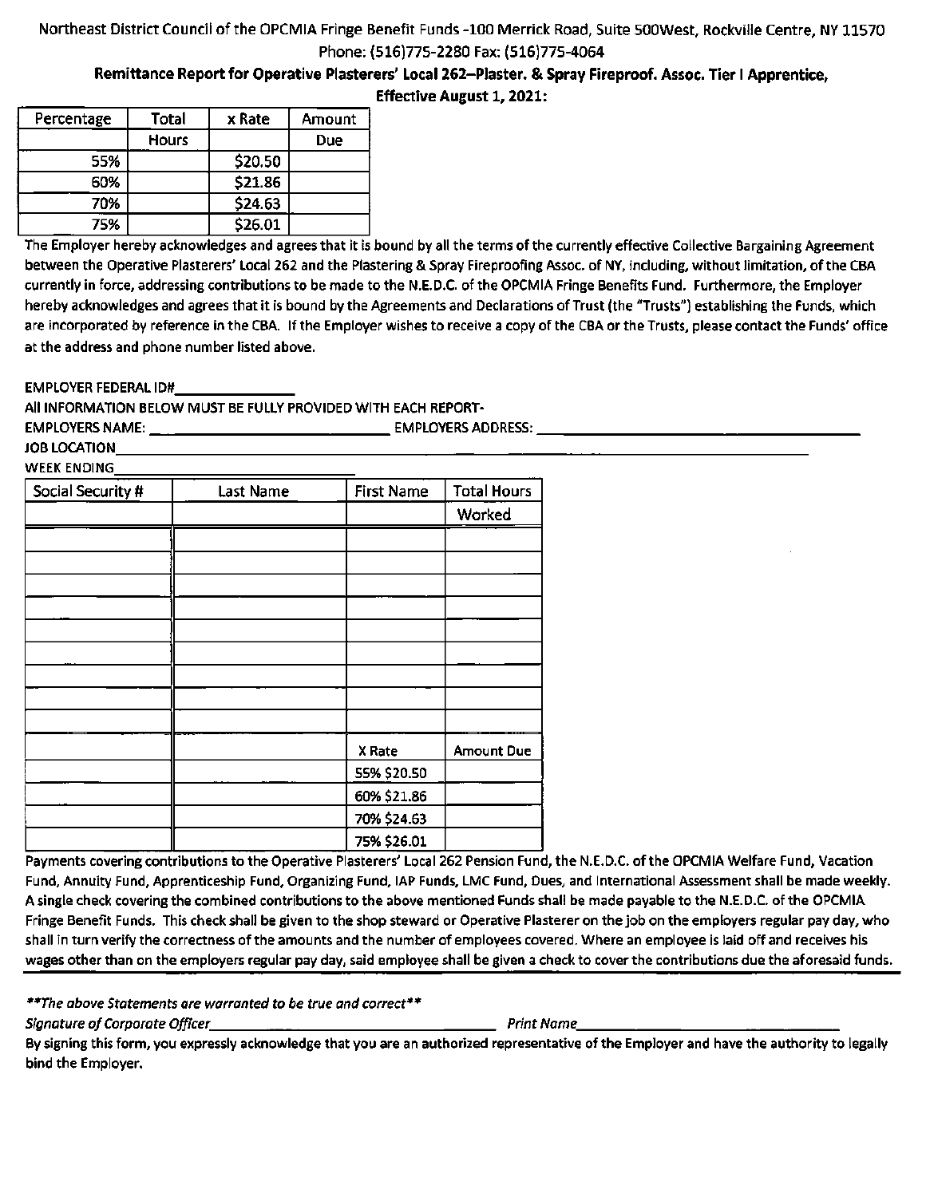Northeast District Council of the OPCMIA Fringe Benefit Funds -100 Merrick Road, Suite 500West, Rockville Centre, NY 11570
Phone: (516)775-2280 Fax: (516)775-4064

**Remittance Report for Operative Plasterers' Local 262–Plaster. & Spray Fireproof. Assoc. Tier I Apprentice, Effective August 1, 2021:**

| Percentage | Total Hours | x Rate | Amount Due |
|---|---|---|---|
| 55% | | $20.50 | |
| 60% | | $21.86 | |
| 70% | | $24.63 | |
| 75% | | $26.01 | |

The Employer hereby acknowledges and agrees that it is bound by all the terms of the currently effective Collective Bargaining Agreement between the Operative Plasterers' Local 262 and the Plastering & Spray Fireproofing Assoc. of NY, including, without limitation, of the CBA currently in force, addressing contributions to be made to the N.E.D.C. of the OPCMIA Fringe Benefits Fund. Furthermore, the Employer hereby acknowledges and agrees that it is bound by the Agreements and Declarations of Trust (the "Trusts") establishing the Funds, which are incorporated by reference in the CBA. If the Employer wishes to receive a copy of the CBA or the Trusts, please contact the Funds' office at the address and phone number listed above.

EMPLOYER FEDERAL ID#_______________

All INFORMATION BELOW MUST BE FULLY PROVIDED WITH EACH REPORT-

EMPLOYERS NAME: ______________________________ EMPLOYERS ADDRESS: ________________________________________

JOB LOCATION_______________________________________________________________________________

WEEK ENDING______________________________

| Social Security # | Last Name | First Name | Total Hours Worked |
|---|---|---|---|
| | | | |
| | | | |
| | | | |
| | | | |
| | | | |
| | | | |
| | | | |
| | | | |
| | | | |
| | | X Rate | Amount Due |
| | | 55% $20.50 | |
| | | 60% $21.86 | |
| | | 70% $24.63 | |
| | | 75% $26.01 | |

Payments covering contributions to the Operative Plasterers' Local 262 Pension Fund, the N.E.D.C. of the OPCMIA Welfare Fund, Vacation Fund, Annuity Fund, Apprenticeship Fund, Organizing Fund, IAP Funds, LMC Fund, Dues, and International Assessment shall be made weekly. A single check covering the combined contributions to the above mentioned Funds shall be made payable to the N.E.D.C. of the OPCMIA Fringe Benefit Funds. This check shall be given to the shop steward or Operative Plasterer on the job on the employers regular pay day, who shall in turn verify the correctness of the amounts and the number of employees covered. Where an employee is laid off and receives his wages other than on the employers regular pay day, said employee shall be given a check to cover the contributions due the aforesaid funds.

*\*\*The above Statements are warranted to be true and correct\*\**

*Signature of Corporate Officer*_________________________________ *Print Name*______________________________

By signing this form, you expressly acknowledge that you are an authorized representative of the Employer and have the authority to legally bind the Employer.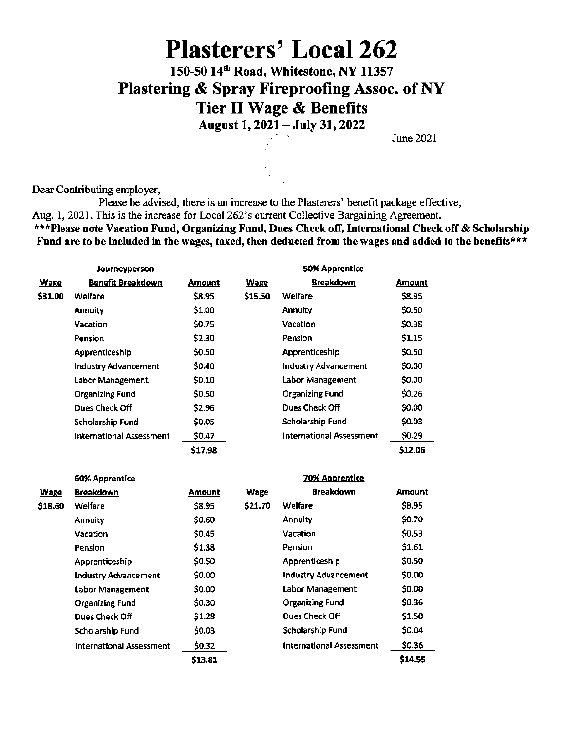# Plasterers' Local 262

## 150-50 14th Road, Whitestone, NY 11357

## Plastering & Spray Fireproofing Assoc. of NY

## Tier II Wage & Benefits

### August 1, 2021 – July 31, 2022

June 2021

Dear Contributing employer,

Please be advised, there is an increase to the Plasterers' benefit package effective, Aug. 1, 2021. This is the increase for Local 262's current Collective Bargaining Agreement.

**\*\*\*Please note Vacation Fund, Organizing Fund, Dues Check off, International Check off & Scholarship Fund are to be included in the wages, taxed, then deducted from the wages and added to the benefits\*\*\***

| Journeyperson | | |
|---|---|---|
| **Wage** | **Benefit Breakdown** | **Amount** |
| $31.00 | Welfare | $8.95 |
| | Annuity | $1.00 |
| | Vacation | $0.75 |
| | Pension | $2.30 |
| | Apprenticeship | $0.50 |
| | Industry Advancement | $0.40 |
| | Labor Management | $0.10 |
| | Organizing Fund | $0.50 |
| | Dues Check Off | $2.96 |
| | Scholarship Fund | $0.05 |
| | International Assessment | $0.47 |
| | | $17.98 |

| 50% Apprentice | | |
|---|---|---|
| **Wage** | **Breakdown** | **Amount** |
| $15.50 | Welfare | $8.95 |
| | Annuity | $0.50 |
| | Vacation | $0.38 |
| | Pension | $1.15 |
| | Apprenticeship | $0.50 |
| | Industry Advancement | $0.00 |
| | Labor Management | $0.00 |
| | Organizing Fund | $0.26 |
| | Dues Check Off | $0.00 |
| | Scholarship Fund | $0.03 |
| | International Assessment | $0.29 |
| | | $12.06 |

| 60% Apprentice | | |
|---|---|---|
| **Wage** | **Breakdown** | **Amount** |
| $18.60 | Welfare | $8.95 |
| | Annuity | $0.60 |
| | Vacation | $0.45 |
| | Pension | $1.38 |
| | Apprenticeship | $0.50 |
| | Industry Advancement | $0.00 |
| | Labor Management | $0.00 |
| | Organizing Fund | $0.30 |
| | Dues Check Off | $1.28 |
| | Scholarship Fund | $0.03 |
| | International Assessment | $0.32 |
| | | $13.81 |

| 70% Apprentice | | |
|---|---|---|
| **Wage** | **Breakdown** | **Amount** |
| $21.70 | Welfare | $8.95 |
| | Annuity | $0.70 |
| | Vacation | $0.53 |
| | Pension | $1.61 |
| | Apprenticeship | $0.50 |
| | Industry Advancement | $0.00 |
| | Labor Management | $0.00 |
| | Organizing Fund | $0.36 |
| | Dues Check Off | $1.50 |
| | Scholarship Fund | $0.04 |
| | International Assessment | $0.36 |
| | | $14.55 |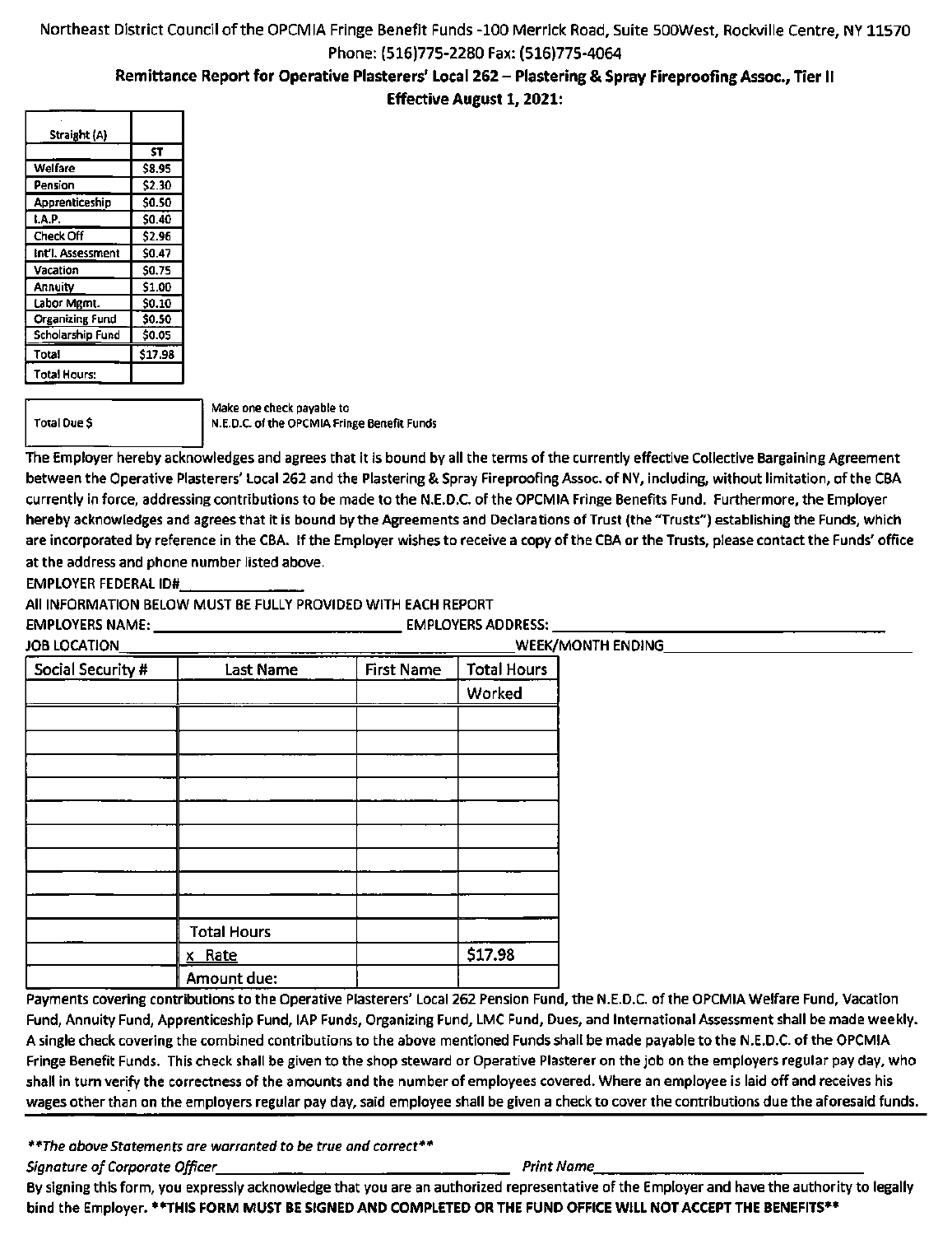Northeast District Council of the OPCMIA Fringe Benefit Funds -100 Merrick Road, Suite 500West, Rockville Centre, NY 11570
Phone: (516)775-2280 Fax: (516)775-4064

**Remittance Report for Operative Plasterers' Local 262 – Plastering & Spray Fireproofing Assoc., Tier II**

**Effective August 1, 2021:**

| Straight (A) | |
|---|---|
| | ST |
| Welfare | $8.95 |
| Pension | $2.30 |
| Apprenticeship | $0.50 |
| I.A.P. | $0.40 |
| Check Off | $2.96 |
| Int'l. Assessment | $0.47 |
| Vacation | $0.75 |
| Annuity | $1.00 |
| Labor Mgmt. | $0.10 |
| Organizing Fund | $0.50 |
| Scholarship Fund | $0.05 |
| Total | $17.98 |
| Total Hours: | |

| Total Due $ | |
|---|---|

Make one check payable to
N.E.D.C. of the OPCMIA Fringe Benefit Funds

The Employer hereby acknowledges and agrees that it is bound by all the terms of the currently effective Collective Bargaining Agreement between the Operative Plasterers' Local 262 and the Plastering & Spray Fireproofing Assoc. of NY, including, without limitation, of the CBA currently in force, addressing contributions to be made to the N.E.D.C. of the OPCMIA Fringe Benefits Fund. Furthermore, the Employer hereby acknowledges and agrees that it is bound by the Agreements and Declarations of Trust (the "Trusts") establishing the Funds, which are incorporated by reference in the CBA. If the Employer wishes to receive a copy of the CBA or the Trusts, please contact the Funds' office at the address and phone number listed above.

EMPLOYER FEDERAL ID#_______________

All INFORMATION BELOW MUST BE FULLY PROVIDED WITH EACH REPORT

EMPLOYERS NAME: ______________________________ EMPLOYERS ADDRESS: ______________________________

JOB LOCATION______________________________ WEEK/MONTH ENDING______________________________

| Social Security # | Last Name | First Name | Total Hours Worked |
|---|---|---|---|
| | | | |
| | | | |
| | | | |
| | | | |
| | | | |
| | | | |
| | | | |
| | | | |
| | | | |
| | | | |
| | Total Hours | | |
| | x Rate | | $17.98 |
| | Amount due: | | |

Payments covering contributions to the Operative Plasterers' Local 262 Pension Fund, the N.E.D.C. of the OPCMIA Welfare Fund, Vacation Fund, Annuity Fund, Apprenticeship Fund, IAP Funds, Organizing Fund, LMC Fund, Dues, and International Assessment shall be made weekly. A single check covering the combined contributions to the above mentioned Funds shall be made payable to the N.E.D.C. of the OPCMIA Fringe Benefit Funds. This check shall be given to the shop steward or Operative Plasterer on the job on the employers regular pay day, who shall in turn verify the correctness of the amounts and the number of employees covered. Where an employee is laid off and receives his wages other than on the employers regular pay day, said employee shall be given a check to cover the contributions due the aforesaid funds.

*\*\*The above Statements are warranted to be true and correct\*\**

*Signature of Corporate Officer*______________________________ *Print Name*______________________________

By signing this form, you expressly acknowledge that you are an authorized representative of the Employer and have the authority to legally bind the Employer. **\*\*THIS FORM MUST BE SIGNED AND COMPLETED OR THE FUND OFFICE WILL NOT ACCEPT THE BENEFITS\*\***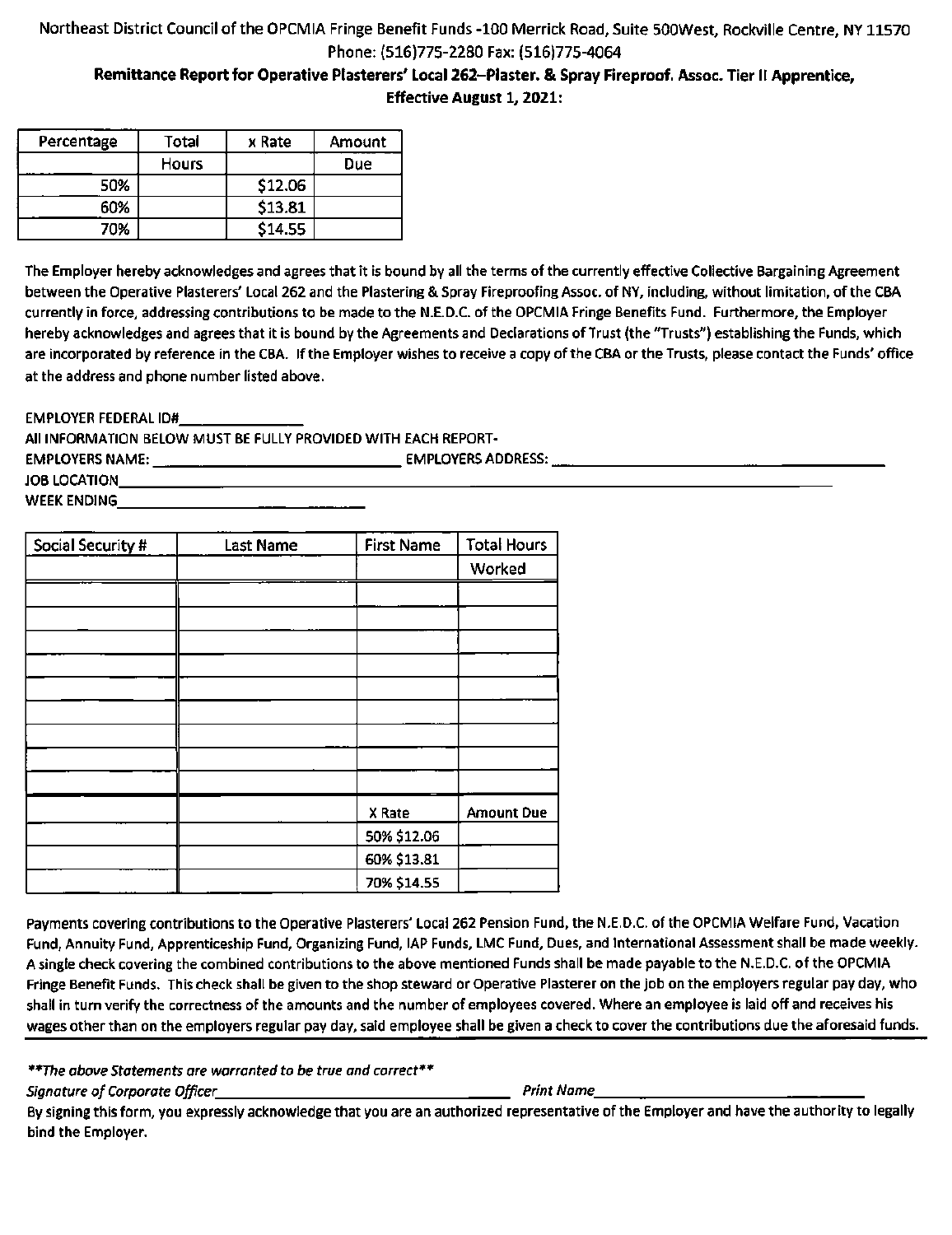Northeast District Council of the OPCMIA Fringe Benefit Funds -100 Merrick Road, Suite 500West, Rockville Centre, NY 11570
Phone: (516)775-2280 Fax: (516)775-4064

**Remittance Report for Operative Plasterers' Local 262–Plaster. & Spray Fireproof. Assoc. Tier II Apprentice, Effective August 1, 2021:**

| Percentage | Total Hours | x Rate | Amount Due |
|---|---|---|---|
| 50% | | $12.06 | |
| 60% | | $13.81 | |
| 70% | | $14.55 | |

The Employer hereby acknowledges and agrees that it is bound by all the terms of the currently effective Collective Bargaining Agreement between the Operative Plasterers' Local 262 and the Plastering & Spray Fireproofing Assoc. of NY, including, without limitation, of the CBA currently in force, addressing contributions to be made to the N.E.D.C. of the OPCMIA Fringe Benefits Fund. Furthermore, the Employer hereby acknowledges and agrees that it is bound by the Agreements and Declarations of Trust (the "Trusts") establishing the Funds, which are incorporated by reference in the CBA. If the Employer wishes to receive a copy of the CBA or the Trusts, please contact the Funds' office at the address and phone number listed above.

EMPLOYER FEDERAL ID#\_\_\_\_\_\_\_\_\_\_\_\_\_\_\_

All INFORMATION BELOW MUST BE FULLY PROVIDED WITH EACH REPORT-

EMPLOYERS NAME: \_\_\_\_\_\_\_\_\_\_\_\_\_\_\_\_\_\_\_\_\_\_\_\_\_\_\_\_\_\_ EMPLOYERS ADDRESS: \_\_\_\_\_\_\_\_\_\_\_\_\_\_\_\_\_\_\_\_\_\_\_\_\_\_\_\_\_\_

JOB LOCATION\_\_\_\_\_\_\_\_\_\_\_\_\_\_\_\_\_\_\_\_\_\_\_\_\_\_\_\_\_\_\_\_\_\_\_\_\_\_\_\_\_\_\_\_\_\_\_\_\_\_\_\_\_\_\_\_\_\_\_\_

WEEK ENDING\_\_\_\_\_\_\_\_\_\_\_\_\_\_\_\_\_\_\_\_\_\_\_\_\_\_\_\_\_\_

| Social Security # | Last Name | First Name | Total Hours Worked |
|---|---|---|---|
| | | | |
| | | | |
| | | | |
| | | | |
| | | | |
| | | | |
| | | | |
| | | | |
| | | | |
| | | X Rate | Amount Due |
| | | 50% $12.06 | |
| | | 60% $13.81 | |
| | | 70% $14.55 | |

Payments covering contributions to the Operative Plasterers' Local 262 Pension Fund, the N.E.D.C. of the OPCMIA Welfare Fund, Vacation Fund, Annuity Fund, Apprenticeship Fund, Organizing Fund, IAP Funds, LMC Fund, Dues, and International Assessment shall be made weekly. A single check covering the combined contributions to the above mentioned Funds shall be made payable to the N.E.D.C. of the OPCMIA Fringe Benefit Funds. This check shall be given to the shop steward or Operative Plasterer on the job on the employers regular pay day, who shall in turn verify the correctness of the amounts and the number of employees covered. Where an employee is laid off and receives his wages other than on the employers regular pay day, said employee shall be given a check to cover the contributions due the aforesaid funds.

*\*\*The above Statements are warranted to be true and correct\*\**

*Signature of Corporate Officer*\_\_\_\_\_\_\_\_\_\_\_\_\_\_\_\_\_\_\_\_\_\_\_\_\_\_\_\_\_\_ *Print Name*\_\_\_\_\_\_\_\_\_\_\_\_\_\_\_\_\_\_\_\_\_\_\_\_\_\_\_\_\_\_

By signing this form, you expressly acknowledge that you are an authorized representative of the Employer and have the authority to legally bind the Employer.